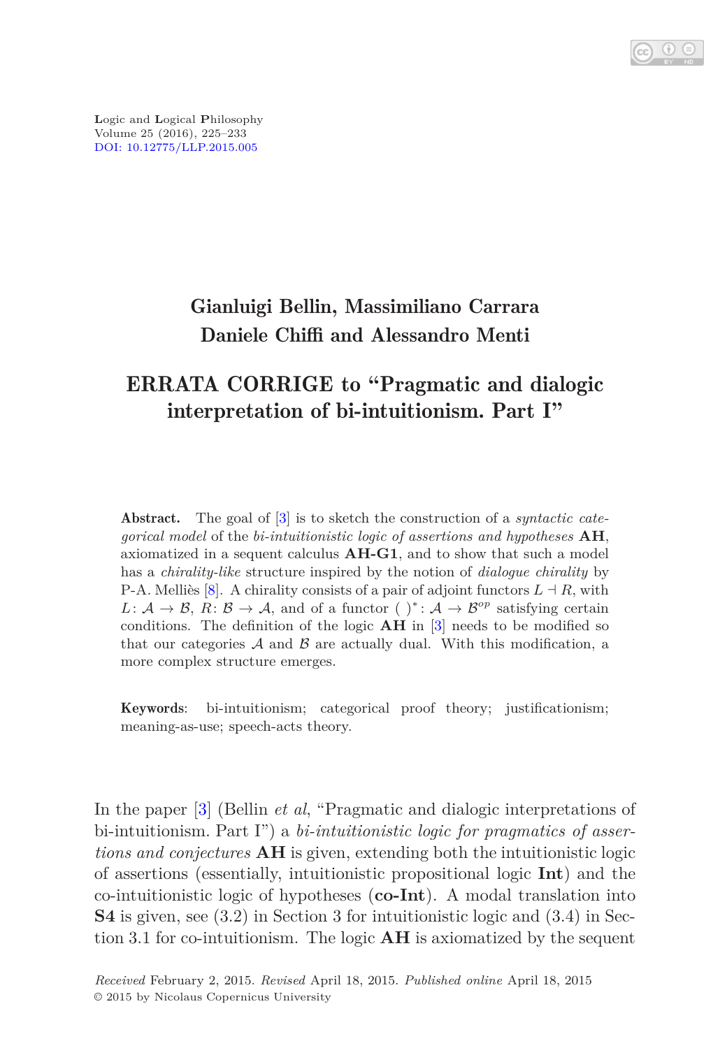Logic and Logical Philosophy
Volume 25 (2016), 225–233
DOI: 10.12775/LLP.2015.005

**Gianluigi Bellin, Massimiliano Carrara
Daniele Chiffi and Alessandro Menti**

# ERRATA CORRIGE to "Pragmatic and dialogic interpretation of bi-intuitionism. Part I"

**Abstract.** The goal of [3] is to sketch the construction of a *syntactic categorical model* of the *bi-intuitionistic logic of assertions and hypotheses* **AH**, axiomatized in a sequent calculus **AH-G1**, and to show that such a model has a *chirality-like* structure inspired by the notion of *dialogue chirality* by P-A. Melliès [8]. A chirality consists of a pair of adjoint functors $L \dashv R$, with $L\colon \mathcal{A} \to \mathcal{B}$, $R\colon \mathcal{B} \to \mathcal{A}$, and of a functor $(\ )^*\colon \mathcal{A} \to \mathcal{B}^{op}$ satisfying certain conditions. The definition of the logic **AH** in [3] needs to be modified so that our categories $\mathcal{A}$ and $\mathcal{B}$ are actually dual. With this modification, a more complex structure emerges.

**Keywords**: bi-intuitionism; categorical proof theory; justificationism; meaning-as-use; speech-acts theory.

In the paper [3] (Bellin *et al*, "Pragmatic and dialogic interpretations of bi-intuitionism. Part I") a *bi-intuitionistic logic for pragmatics of assertions and conjectures* **AH** is given, extending both the intuitionistic logic of assertions (essentially, intuitionistic propositional logic **Int**) and the co-intuitionistic logic of hypotheses (**co-Int**). A modal translation into **S4** is given, see (3.2) in Section 3 for intuitionistic logic and (3.4) in Section 3.1 for co-intuitionism. The logic **AH** is axiomatized by the sequent

*Received* February 2, 2015. *Revised* April 18, 2015. *Published online* April 18, 2015
© 2015 by Nicolaus Copernicus University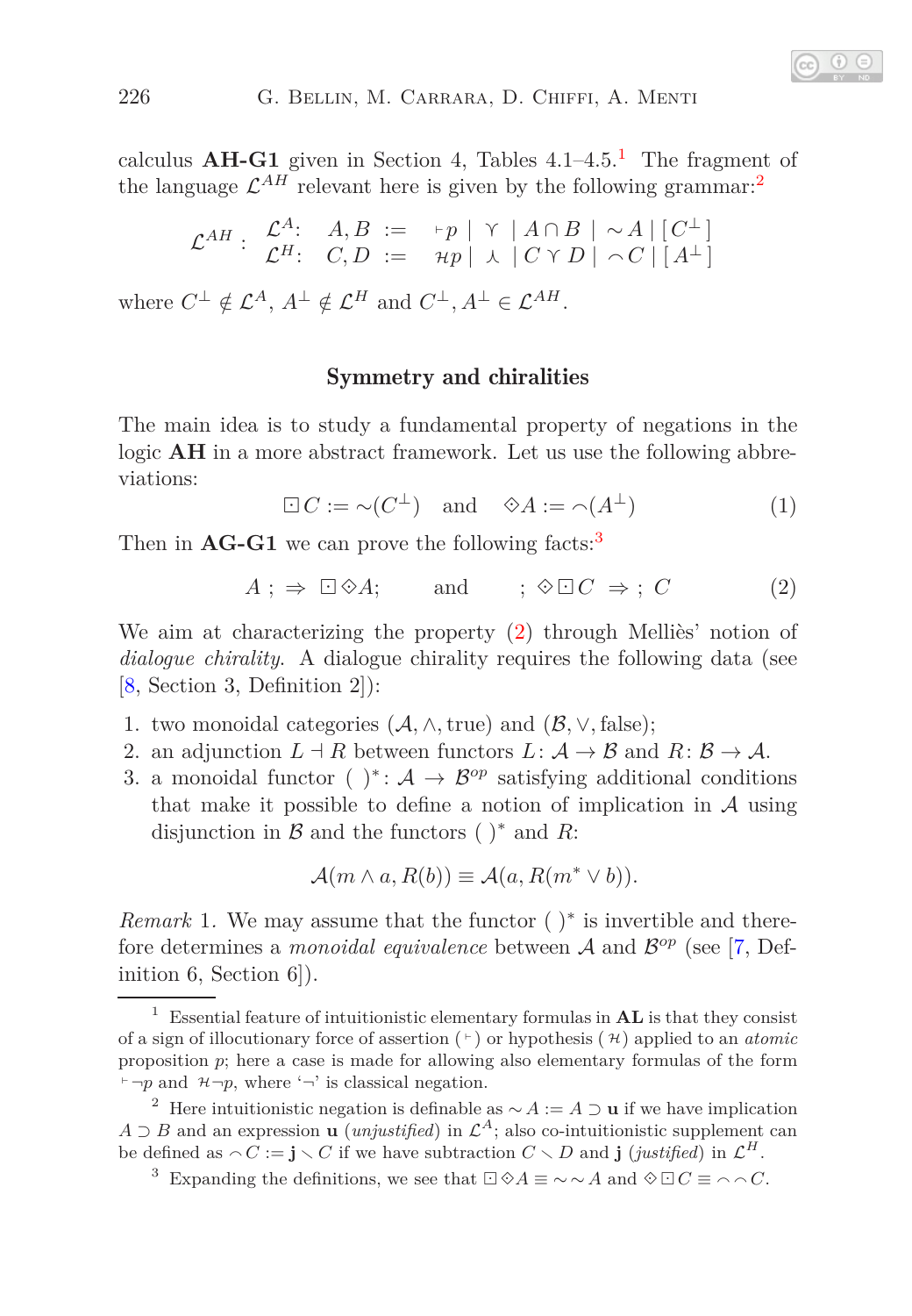calculus **AH-G1** given in Section 4, Tables 4.1–4.5.[1] The fragment of the language $\mathcal{L}^{AH}$ relevant here is given by the following grammar:[2]

$$\mathcal{L}^{AH}: \begin{array}{llcl} \mathcal{L}^{A}: & A, B & := & \vdash p \mid \curlyvee \mid A \cap B \mid \sim A \mid [\, C^{\perp} \,] \\ \mathcal{L}^{H}: & C, D & := & \mathcal{H} p \mid \curlywedge \mid C \curlyvee D \mid \frown C \mid [\, A^{\perp} \,] \end{array}$$

where $C^{\perp} \notin \mathcal{L}^{A}$, $A^{\perp} \notin \mathcal{L}^{H}$ and $C^{\perp}, A^{\perp} \in \mathcal{L}^{AH}$.

### Symmetry and chiralities

The main idea is to study a fundamental property of negations in the logic **AH** in a more abstract framework. Let us use the following abbreviations:

$$\boxdot C := \sim(C^{\perp}) \quad \text{and} \quad \diamond A := \frown(A^{\perp}) \tag{1}$$

Then in **AG-G1** we can prove the following facts:[3]

$$A \,;\, \Rightarrow \,\boxdot \diamond A; \qquad \text{and} \qquad ;\, \diamond \boxdot C \,\Rightarrow\, ;\, C \tag{2}$$

We aim at characterizing the property (2) through Melliès' notion of *dialogue chirality*. A dialogue chirality requires the following data (see [8, Section 3, Definition 2]):

1. two monoidal categories $(\mathcal{A}, \wedge, \text{true})$ and $(\mathcal{B}, \vee, \text{false})$;
2. an adjunction $L \dashv R$ between functors $L\colon \mathcal{A} \to \mathcal{B}$ and $R\colon \mathcal{B} \to \mathcal{A}$.
3. a monoidal functor $(\ )^{*}\colon \mathcal{A} \to \mathcal{B}^{op}$ satisfying additional conditions that make it possible to define a notion of implication in $\mathcal{A}$ using disjunction in $\mathcal{B}$ and the functors $(\ )^{*}$ and $R$:

$$\mathcal{A}(m \wedge a, R(b)) \equiv \mathcal{A}(a, R(m^{*} \vee b)).$$

*Remark* 1. We may assume that the functor $(\ )^{*}$ is invertible and therefore determines a *monoidal equivalence* between $\mathcal{A}$ and $\mathcal{B}^{op}$ (see [7, Definition 6, Section 6]).

---

[1] Essential feature of intuitionistic elementary formulas in **AL** is that they consist of a sign of illocutionary force of assertion ($\vdash$) or hypothesis ($\mathcal{H}$) applied to an *atomic* proposition $p$; here a case is made for allowing also elementary formulas of the form $\vdash \neg p$ and $\mathcal{H} \neg p$, where '$\neg$' is classical negation.

[2] Here intuitionistic negation is definable as $\sim A := A \supset \mathbf{u}$ if we have implication $A \supset B$ and an expression $\mathbf{u}$ (*unjustified*) in $\mathcal{L}^{A}$; also co-intuitionistic supplement can be defined as $\frown C := \mathbf{j} \smallsetminus C$ if we have subtraction $C \smallsetminus D$ and $\mathbf{j}$ (*justified*) in $\mathcal{L}^{H}$.

[3] Expanding the definitions, we see that $\boxdot \diamond A \equiv \sim\sim A$ and $\diamond \boxdot C \equiv \frown\frown C$.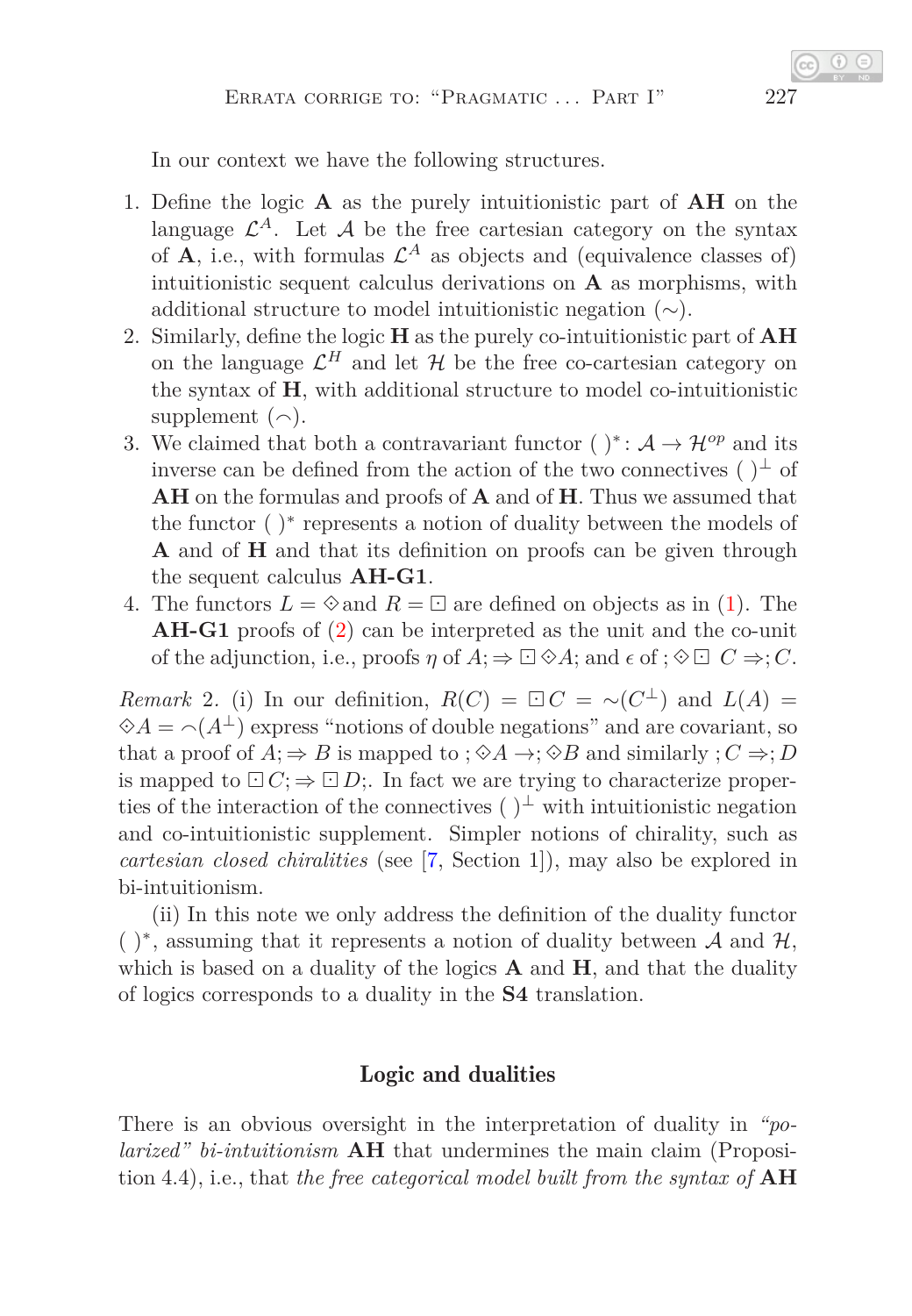In our context we have the following structures.

1. Define the logic **A** as the purely intuitionistic part of **AH** on the language $\mathcal{L}^A$. Let $\mathcal{A}$ be the free cartesian category on the syntax of **A**, i.e., with formulas $\mathcal{L}^A$ as objects and (equivalence classes of) intuitionistic sequent calculus derivations on **A** as morphisms, with additional structure to model intuitionistic negation ($\sim$).
2. Similarly, define the logic **H** as the purely co-intuitionistic part of **AH** on the language $\mathcal{L}^H$ and let $\mathcal{H}$ be the free co-cartesian category on the syntax of **H**, with additional structure to model co-intuitionistic supplement ($\frown$).
3. We claimed that both a contravariant functor $(\ )^* \colon \mathcal{A} \to \mathcal{H}^{op}$ and its inverse can be defined from the action of the two connectives $(\ )^\perp$ of **AH** on the formulas and proofs of **A** and of **H**. Thus we assumed that the functor $(\ )^*$ represents a notion of duality between the models of **A** and of **H** and that its definition on proofs can be given through the sequent calculus **AH-G1**.
4. The functors $L = \diamond$ and $R = \boxdot$ are defined on objects as in (1). The **AH-G1** proofs of (2) can be interpreted as the unit and the co-unit of the adjunction, i.e., proofs $\eta$ of $A; \Rightarrow \boxdot \diamond A;$ and $\epsilon$ of $; \diamond \boxdot\ C \Rightarrow ; C$.

*Remark* 2. (i) In our definition, $R(C) = \boxdot C = \sim(C^\perp)$ and $L(A) = \diamond A = \frown(A^\perp)$ express "notions of double negations" and are covariant, so that a proof of $A; \Rightarrow B$ is mapped to $; \diamond A \rightarrow ; \diamond B$ and similarly $; C \Rightarrow ; D$ is mapped to $\boxdot C; \Rightarrow \boxdot D;$. In fact we are trying to characterize properties of the interaction of the connectives $(\ )^\perp$ with intuitionistic negation and co-intuitionistic supplement. Simpler notions of chirality, such as *cartesian closed chiralities* (see [7, Section 1]), may also be explored in bi-intuitionism.

(ii) In this note we only address the definition of the duality functor $(\ )^*$, assuming that it represents a notion of duality between $\mathcal{A}$ and $\mathcal{H}$, which is based on a duality of the logics **A** and **H**, and that the duality of logics corresponds to a duality in the **S4** translation.

## Logic and dualities

There is an obvious oversight in the interpretation of duality in *"polarized" bi-intuitionism* **AH** that undermines the main claim (Proposition 4.4), i.e., that *the free categorical model built from the syntax of* **AH**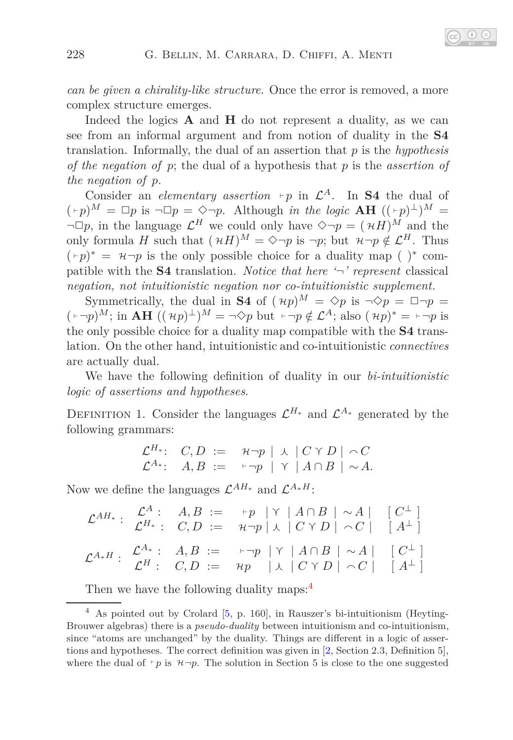*can be given a chirality-like structure*. Once the error is removed, a more complex structure emerges.

Indeed the logics **A** and **H** do not represent a duality, as we can see from an informal argument and from notion of duality in the **S4** translation. Informally, the dual of an assertion that $p$ is the *hypothesis of the negation of* $p$; the dual of a hypothesis that $p$ is the *assertion of the negation of* $p$.

Consider an *elementary assertion* $\vdash p$ in $\mathcal{L}^A$. In **S4** the dual of $(\vdash p)^M = \Box p$ is $\neg\Box p = \Diamond\neg p$. Although *in the logic* **AH** $((\vdash p)^\perp)^M = \neg\Box p$, in the language $\mathcal{L}^H$ we could only have $\Diamond\neg p = (\mathcal{H} H)^M$ and the only formula $H$ such that $(\mathcal{H} H)^M = \Diamond\neg p$ is $\neg p$; but $\mathcal{H}\neg p \notin \mathcal{L}^H$. Thus $(\vdash p)^* = \mathcal{H}\neg p$ is the only possible choice for a duality map $(\ )^*$ compatible with the **S4** translation. *Notice that here '$\neg$' represent* classical *negation, not intuitionistic negation nor co-intuitionistic supplement.*

Symmetrically, the dual in **S4** of $(\mathcal{H} p)^M = \Diamond p$ is $\neg\Diamond p = \Box\neg p = (\vdash\neg p)^M$; in **AH** $((\mathcal{H} p)^\perp)^M = \neg\Diamond p$ but $\vdash\neg p \notin \mathcal{L}^A$; also $(\mathcal{H} p)^* = \vdash\neg p$ is the only possible choice for a duality map compatible with the **S4** translation. On the other hand, intuitionistic and co-intuitionistic *connectives* are actually dual.

We have the following definition of duality in our *bi-intuitionistic logic of assertions and hypotheses*.

Definition 1. Consider the languages $\mathcal{L}^{H_*}$ and $\mathcal{L}^{A_*}$ generated by the following grammars:

$$
\begin{array}{lll}
\mathcal{L}^{H_*}: & C, D \ := & \mathcal{H}\neg p \mid \curlywedge \mid C \curlyvee D \mid \frown C \\
\mathcal{L}^{A_*}: & A, B \ := & \vdash\neg p \mid \curlyvee \mid A \cap B \mid \sim A.
\end{array}
$$

Now we define the languages $\mathcal{L}^{AH_*}$ and $\mathcal{L}^{A_*H}$:

$$
\mathcal{L}^{AH_*}: \begin{array}{llllll}
\mathcal{L}^{A}: & A, B & := & \vdash p \mid \curlyvee \mid A \cap B \mid \sim A \mid & [\, C^\perp \,] \\
\mathcal{L}^{H_*}: & C, D & := & \mathcal{H}\neg p \mid \curlywedge \mid C \curlyvee D \mid \frown C \mid & [\, A^\perp \,]
\end{array}
$$

$$
\mathcal{L}^{A_*H}: \begin{array}{llllll}
\mathcal{L}^{A_*}: & A, B & := & \vdash\neg p \mid \curlyvee \mid A \cap B \mid \sim A \mid & [\, C^\perp \,] \\
\mathcal{L}^{H}: & C, D & := & \mathcal{H} p \mid \curlywedge \mid C \curlyvee D \mid \frown C \mid & [\, A^\perp \,]
\end{array}
$$

Then we have the following duality maps:[4]

---

[4] As pointed out by Crolard [5, p. 160], in Rauszer's bi-intuitionism (Heyting-Brouwer algebras) there is a *pseudo-duality* between intuitionism and co-intuitionism, since "atoms are unchanged" by the duality. Things are different in a logic of assertions and hypotheses. The correct definition was given in [2, Section 2.3, Definition 5], where the dual of $\vdash p$ is $\mathcal{H}\neg p$. The solution in Section 5 is close to the one suggested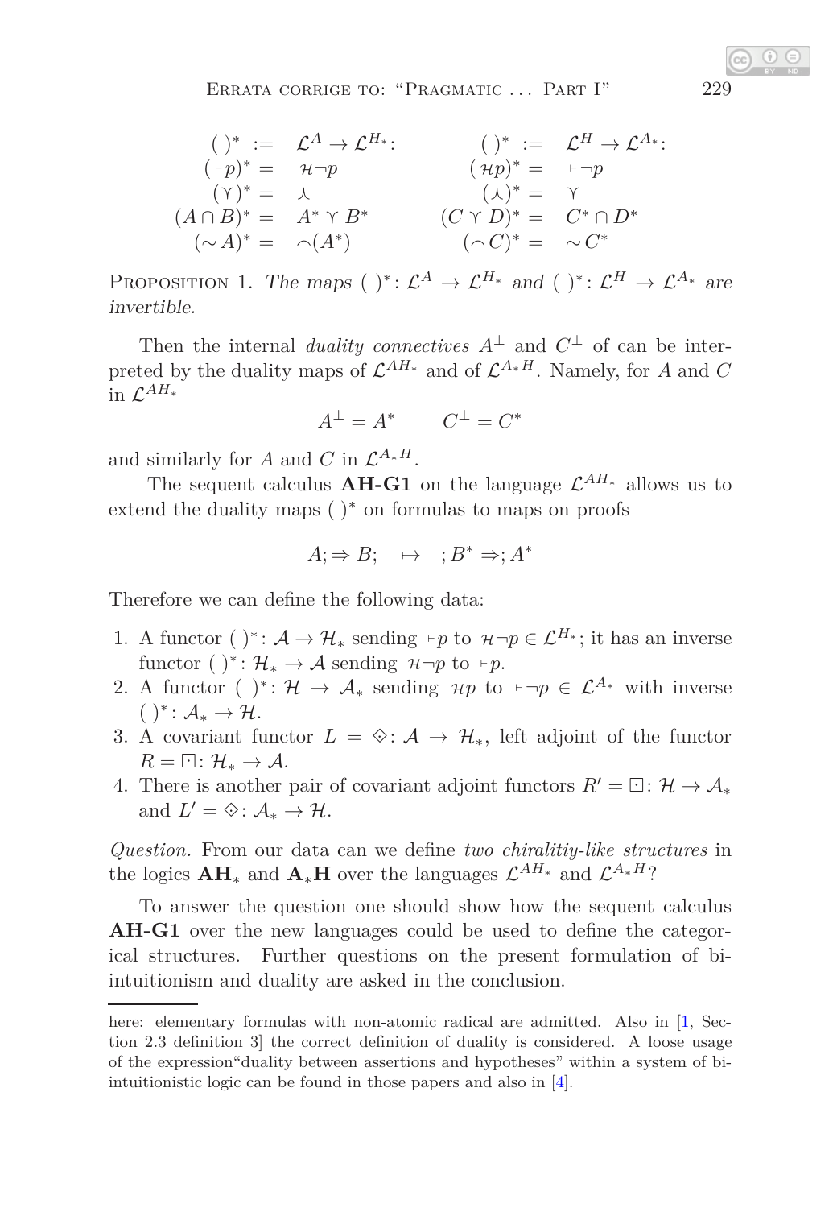$$
\begin{array}{rlcrl}
(\ )^* := & \mathcal{L}^A \to \mathcal{L}^{H_*}: & \quad & (\ )^* := & \mathcal{L}^H \to \mathcal{L}^{A_*}: \\
(\vdash p)^* = & \mathcal{H}\neg p & & (\mathcal{H} p)^* = & \vdash\neg p \\
(\curlyvee)^* = & \curlywedge & & (\curlywedge)^* = & \curlyvee \\
(A \cap B)^* = & A^* \curlyvee B^* & & (C \curlyvee D)^* = & C^* \cap D^* \\
(\sim A)^* = & \frown(A^*) & & (\frown C)^* = & \sim C^*
\end{array}
$$

Proposition 1. *The maps* $(\ )^* \colon \mathcal{L}^A \to \mathcal{L}^{H_*}$ *and* $(\ )^* \colon \mathcal{L}^H \to \mathcal{L}^{A_*}$ *are invertible.*

Then the internal *duality connectives* $A^\perp$ and $C^\perp$ of can be interpreted by the duality maps of $\mathcal{L}^{AH_*}$ and of $\mathcal{L}^{A_*H}$. Namely, for $A$ and $C$ in $\mathcal{L}^{AH_*}$

$$
A^\perp = A^* \qquad C^\perp = C^*
$$

and similarly for $A$ and $C$ in $\mathcal{L}^{A_*H}$.

The sequent calculus **AH-G1** on the language $\mathcal{L}^{AH_*}$ allows us to extend the duality maps $(\ )^*$ on formulas to maps on proofs

$$
A; \Rightarrow B; \quad \mapsto \quad ; B^* \Rightarrow ; A^*
$$

Therefore we can define the following data:

1. A functor $(\ )^* \colon \mathcal{A} \to \mathcal{H}_*$ sending $\vdash p$ to $\mathcal{H}\neg p \in \mathcal{L}^{H_*}$; it has an inverse functor $(\ )^* \colon \mathcal{H}_* \to \mathcal{A}$ sending $\mathcal{H}\neg p$ to $\vdash p$.
2. A functor $(\ )^* \colon \mathcal{H} \to \mathcal{A}_*$ sending $\mathcal{H} p$ to $\vdash\neg p \in \mathcal{L}^{A_*}$ with inverse $(\ )^* \colon \mathcal{A}_* \to \mathcal{H}$.
3. A covariant functor $L = \diamondsuit \colon \mathcal{A} \to \mathcal{H}_*$, left adjoint of the functor $R = \boxdot \colon \mathcal{H}_* \to \mathcal{A}$.
4. There is another pair of covariant adjoint functors $R' = \boxdot \colon \mathcal{H} \to \mathcal{A}_*$ and $L' = \diamondsuit \colon \mathcal{A}_* \to \mathcal{H}$.

*Question.* From our data can we define *two chiralitiy-like structures* in the logics $\mathbf{AH}_*$ and $\mathbf{A}_*\mathbf{H}$ over the languages $\mathcal{L}^{AH_*}$ and $\mathcal{L}^{A_*H}$?

To answer the question one should show how the sequent calculus **AH-G1** over the new languages could be used to define the categorical structures. Further questions on the present formulation of bi-intuitionism and duality are asked in the conclusion.

---

here: elementary formulas with non-atomic radical are admitted. Also in [1, Section 2.3 definition 3] the correct definition of duality is considered. A loose usage of the expression"duality between assertions and hypotheses" within a system of bi-intuitionistic logic can be found in those papers and also in [4].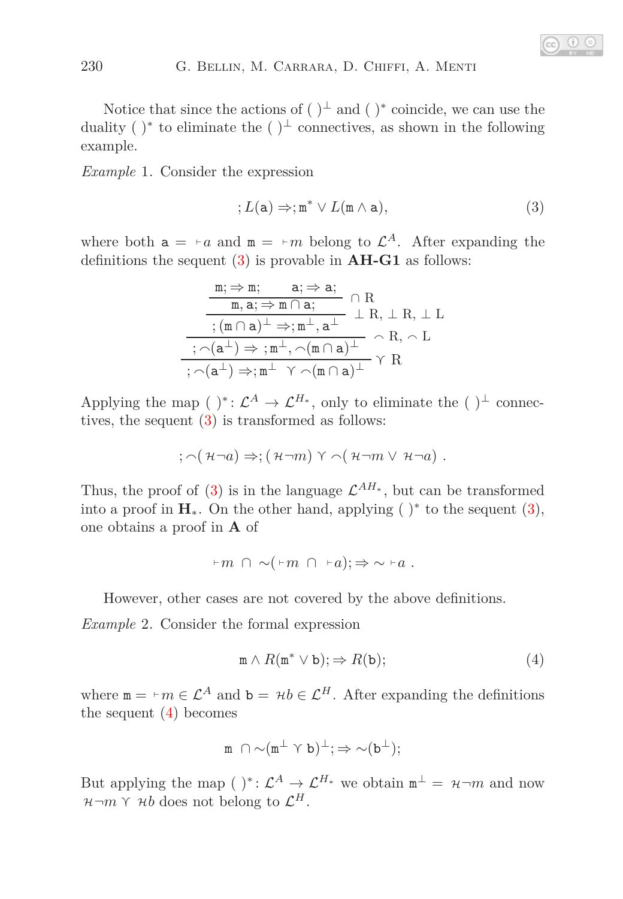Notice that since the actions of $(\ )^{\perp}$ and $(\ )^{*}$ coincide, we can use the duality $(\ )^{*}$ to eliminate the $(\ )^{\perp}$ connectives, as shown in the following example.

*Example* 1. Consider the expression

$$;L(\mathtt{a}) \Rightarrow ; \mathtt{m}^{*} \vee L(\mathtt{m} \wedge \mathtt{a}), \tag{3}$$

where both $\mathtt{a} = \vdash a$ and $\mathtt{m} = \vdash m$ belong to $\mathcal{L}^{A}$. After expanding the definitions the sequent (3) is provable in **AH-G1** as follows:

$$\dfrac{\dfrac{\dfrac{\dfrac{\mathtt{m}; \Rightarrow \mathtt{m}; \qquad \mathtt{a}; \Rightarrow \mathtt{a};}{\mathtt{m}, \mathtt{a}; \Rightarrow \mathtt{m} \cap \mathtt{a};}\ \cap\mathrm{R}}{;(\mathtt{m} \cap \mathtt{a})^{\perp} \Rightarrow ; \mathtt{m}^{\perp}, \mathtt{a}^{\perp}}\ \perp\mathrm{R}, \perp\mathrm{R}, \perp\mathrm{L}}{;\frown(\mathtt{a}^{\perp}) \Rightarrow ; \mathtt{m}^{\perp}, \frown(\mathtt{m} \cap \mathtt{a})^{\perp}}\ \frown\mathrm{R}, \frown\mathrm{L}}{;\frown(\mathtt{a}^{\perp}) \Rightarrow ; \mathtt{m}^{\perp} \ \curlyvee \frown(\mathtt{m} \cap \mathtt{a})^{\perp}}\ \curlyvee\mathrm{R}$$

Applying the map $(\ )^{*} \colon \mathcal{L}^{A} \to \mathcal{L}^{H_{*}}$, only to eliminate the $(\ )^{\perp}$ connectives, the sequent (3) is transformed as follows:

$$;\frown(\mathcal{H}\neg a) \Rightarrow ; (\mathcal{H}\neg m) \curlyvee \frown(\mathcal{H}\neg m \vee \mathcal{H}\neg a)\ .$$

Thus, the proof of (3) is in the language $\mathcal{L}^{AH_{*}}$, but can be transformed into a proof in $\mathbf{H}_{*}$. On the other hand, applying $(\ )^{*}$ to the sequent (3), one obtains a proof in $\mathbf{A}$ of

$$\vdash m \ \cap \ \sim(\vdash m \ \cap \ \vdash a); \Rightarrow \sim \vdash a\ .$$

However, other cases are not covered by the above definitions.

*Example* 2. Consider the formal expression

$$\mathtt{m} \wedge R(\mathtt{m}^{*} \vee \mathtt{b}); \Rightarrow R(\mathtt{b}); \tag{4}$$

where $\mathtt{m} = \vdash m \in \mathcal{L}^{A}$ and $\mathtt{b} = \mathcal{H}b \in \mathcal{L}^{H}$. After expanding the definitions the sequent (4) becomes

$$\mathtt{m} \ \cap \sim(\mathtt{m}^{\perp} \curlyvee \mathtt{b})^{\perp}; \Rightarrow \sim(\mathtt{b}^{\perp});$$

But applying the map $(\ )^{*} \colon \mathcal{L}^{A} \to \mathcal{L}^{H_{*}}$ we obtain $\mathtt{m}^{\perp} = \mathcal{H}\neg m$ and now $\mathcal{H}\neg m \curlyvee \mathcal{H}b$ does not belong to $\mathcal{L}^{H}$.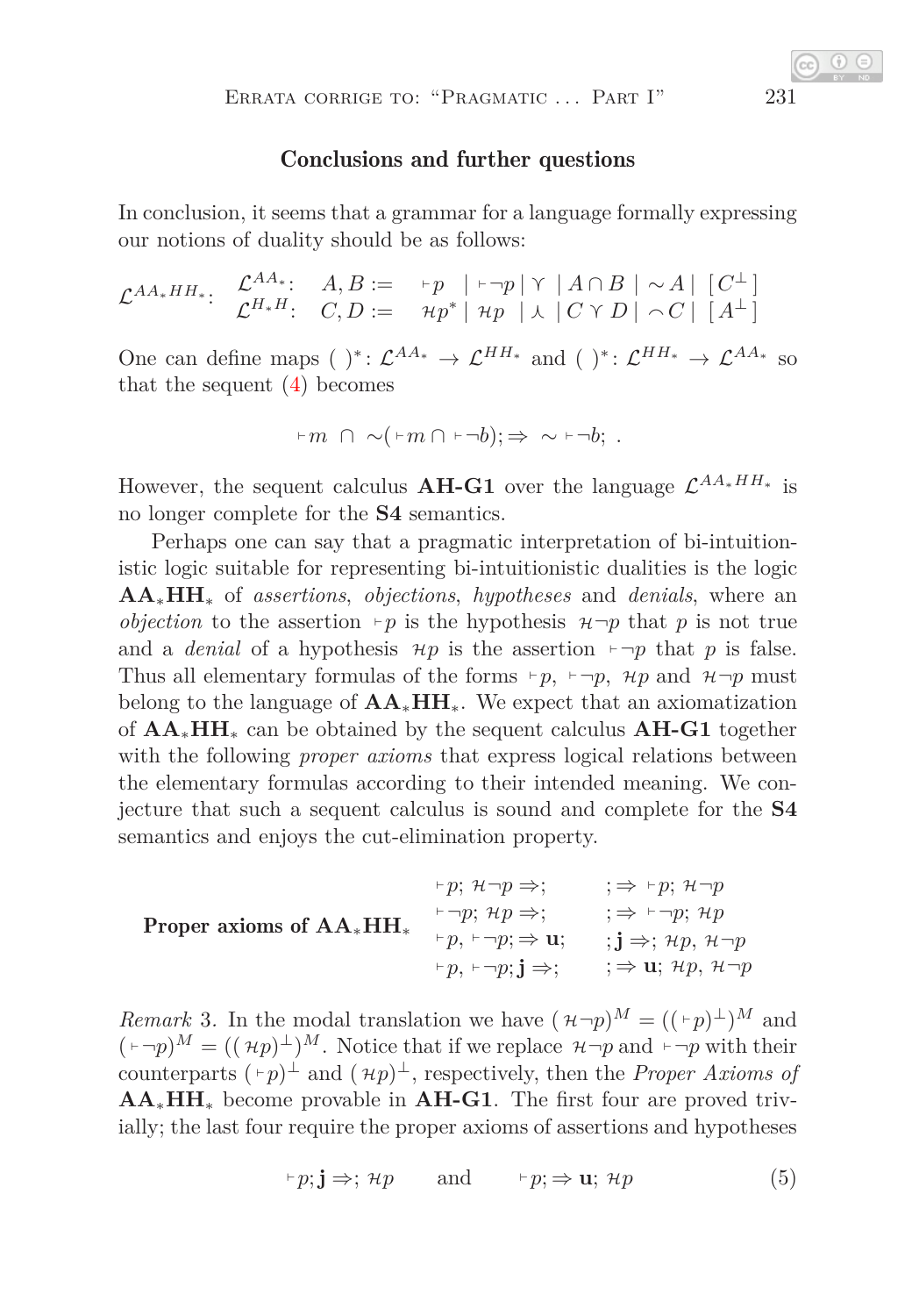## Conclusions and further questions

In conclusion, it seems that a grammar for a language formally expressing our notions of duality should be as follows:

$$\mathcal{L}^{AA_*HH_*}: \begin{array}{lll} \mathcal{L}^{AA_*}: & A, B := & \vdash p \ \mid \vdash\neg p \mid \curlyvee \mid A \cap B \mid \sim A \mid \ [C^{\perp}] \\ \mathcal{L}^{H_*H}: & C, D := & \mathcal{H} p^* \mid \mathcal{H} p \ \mid \curlywedge \mid C \curlyvee D \mid \frown C \mid \ [A^{\perp}] \end{array}$$

One can define maps $(\ )^*\colon \mathcal{L}^{AA_*} \to \mathcal{L}^{HH_*}$ and $(\ )^*\colon \mathcal{L}^{HH_*} \to \mathcal{L}^{AA_*}$ so that the sequent (4) becomes

$$\vdash m \ \cap \ \sim(\vdash m \cap \vdash\neg b); \Rightarrow \ \sim \vdash\neg b; \ .$$

However, the sequent calculus **AH-G1** over the language $\mathcal{L}^{AA_*HH_*}$ is no longer complete for the **S4** semantics.

Perhaps one can say that a pragmatic interpretation of bi-intuitionistic logic suitable for representing bi-intuitionistic dualities is the logic $\mathbf{AA_*HH_*}$ of *assertions*, *objections*, *hypotheses* and *denials*, where an *objection* to the assertion $\vdash p$ is the hypothesis $\mathcal{H}\neg p$ that $p$ is not true and a *denial* of a hypothesis $\mathcal{H}p$ is the assertion $\vdash\neg p$ that $p$ is false. Thus all elementary formulas of the forms $\vdash p$, $\vdash\neg p$, $\mathcal{H}p$ and $\mathcal{H}\neg p$ must belong to the language of $\mathbf{AA_*HH_*}$. We expect that an axiomatization of $\mathbf{AA_*HH_*}$ can be obtained by the sequent calculus **AH-G1** together with the following *proper axioms* that express logical relations between the elementary formulas according to their intended meaning. We conjecture that such a sequent calculus is sound and complete for the **S4** semantics and enjoys the cut-elimination property.

**Proper axioms of $\mathbf{AA_*HH_*}$**

$$\begin{array}{ll} \vdash p;\ \mathcal{H}\neg p \Rightarrow; & ; \Rightarrow\ \vdash p;\ \mathcal{H}\neg p \\ \vdash\neg p;\ \mathcal{H}p \Rightarrow; & ; \Rightarrow\ \vdash\neg p;\ \mathcal{H}p \\ \vdash p,\ \vdash\neg p; \Rightarrow \mathbf{u}; & ; \mathbf{j} \Rightarrow;\ \mathcal{H}p,\ \mathcal{H}\neg p \\ \vdash p,\ \vdash\neg p; \mathbf{j} \Rightarrow; & ; \Rightarrow \mathbf{u};\ \mathcal{H}p,\ \mathcal{H}\neg p \end{array}$$

*Remark* 3. In the modal translation we have $(\mathcal{H}\neg p)^M = ((\vdash p)^{\perp})^M$ and $(\vdash\neg p)^M = ((\mathcal{H}p)^{\perp})^M$. Notice that if we replace $\mathcal{H}\neg p$ and $\vdash\neg p$ with their counterparts $(\vdash p)^{\perp}$ and $(\mathcal{H}p)^{\perp}$, respectively, then the *Proper Axioms of* $\mathbf{AA_*HH_*}$ become provable in **AH-G1**. The first four are proved trivially; the last four require the proper axioms of assertions and hypotheses

$$\vdash p; \mathbf{j} \Rightarrow;\ \mathcal{H}p \qquad \text{and} \qquad \vdash p; \Rightarrow \mathbf{u};\ \mathcal{H}p \tag{5}$$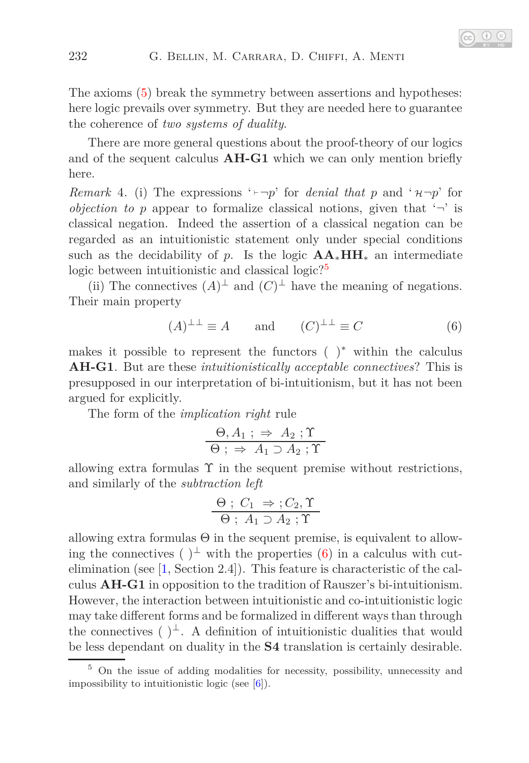The axioms (5) break the symmetry between assertions and hypotheses: here logic prevails over symmetry. But they are needed here to guarantee the coherence of *two systems of duality*.

There are more general questions about the proof-theory of our logics and of the sequent calculus **AH-G1** which we can only mention briefly here.

*Remark* 4. (i) The expressions '$\vdash \neg p$' for *denial that* $p$ and '$\mathcal{H} \neg p$' for *objection to* $p$ appear to formalize classical notions, given that '$\neg$' is classical negation. Indeed the assertion of a classical negation can be regarded as an intuitionistic statement only under special conditions such as the decidability of $p$. Is the logic $\mathbf{AA_*HH_*}$ an intermediate logic between intuitionistic and classical logic?[5]

(ii) The connectives $(A)^{\perp}$ and $(C)^{\perp}$ have the meaning of negations. Their main property

$$(A)^{\perp\perp} \equiv A \qquad \text{and} \qquad (C)^{\perp\perp} \equiv C \tag{6}$$

makes it possible to represent the functors $(\ )^*$ within the calculus **AH-G1**. But are these *intuitionistically acceptable connectives*? This is presupposed in our interpretation of bi-intuitionism, but it has not been argued for explicitly.

The form of the *implication right* rule

$$\frac{\Theta, A_1\ ;\ \Rightarrow\ A_2\ ; \Upsilon}{\Theta\ ;\ \Rightarrow\ A_1 \supset A_2\ ; \Upsilon}$$

allowing extra formulas $\Upsilon$ in the sequent premise without restrictions, and similarly of the *subtraction left*

$$\frac{\Theta\ ;\ C_1\ \Rightarrow\ ; C_2, \Upsilon}{\Theta\ ;\ A_1 \supset A_2\ ; \Upsilon}$$

allowing extra formulas $\Theta$ in the sequent premise, is equivalent to allowing the connectives $(\ )^{\perp}$ with the properties (6) in a calculus with cut-elimination (see [1, Section 2.4]). This feature is characteristic of the calculus **AH-G1** in opposition to the tradition of Rauszer's bi-intuitionism. However, the interaction between intuitionistic and co-intuitionistic logic may take different forms and be formalized in different ways than through the connectives $(\ )^{\perp}$. A definition of intuitionistic dualities that would be less dependant on duality in the **S4** translation is certainly desirable.

---

[5] On the issue of adding modalities for necessity, possibility, unnecessity and impossibility to intuitionistic logic (see [6]).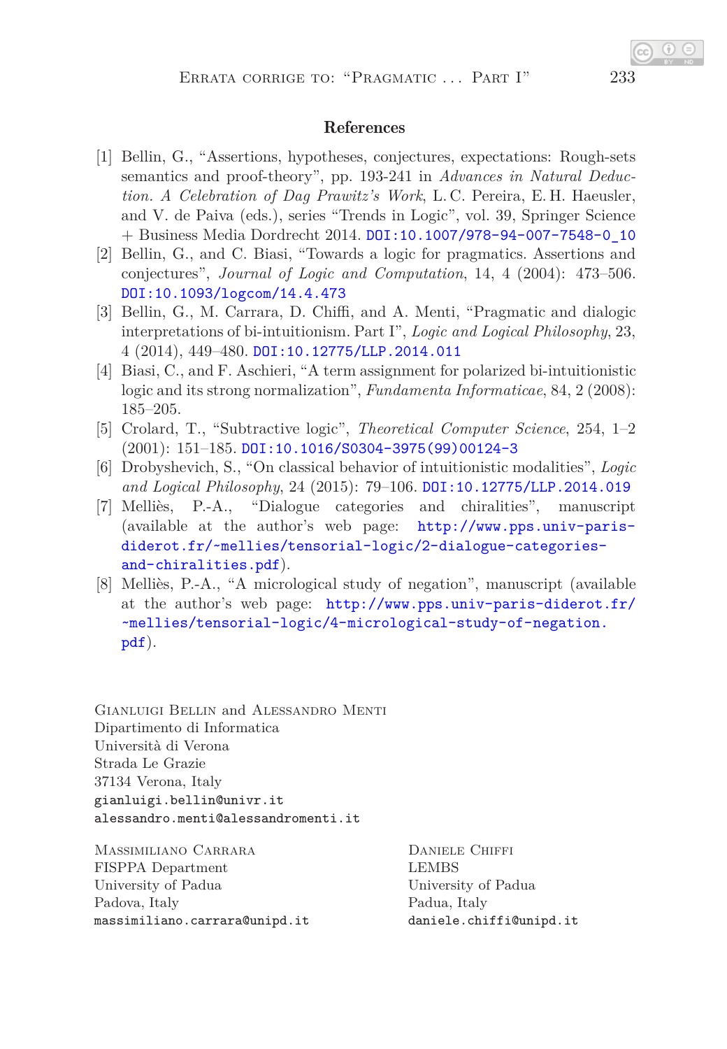## References

[1] Bellin, G., "Assertions, hypotheses, conjectures, expectations: Rough-sets semantics and proof-theory", pp. 193-241 in *Advances in Natural Deduction. A Celebration of Dag Prawitz's Work*, L. C. Pereira, E. H. Haeusler, and V. de Paiva (eds.), series "Trends in Logic", vol. 39, Springer Science + Business Media Dordrecht 2014. DOI:10.1007/978-94-007-7548-0_10

[2] Bellin, G., and C. Biasi, "Towards a logic for pragmatics. Assertions and conjectures", *Journal of Logic and Computation*, 14, 4 (2004): 473–506. DOI:10.1093/logcom/14.4.473

[3] Bellin, G., M. Carrara, D. Chiffi, and A. Menti, "Pragmatic and dialogic interpretations of bi-intuitionism. Part I", *Logic and Logical Philosophy*, 23, 4 (2014), 449–480. DOI:10.12775/LLP.2014.011

[4] Biasi, C., and F. Aschieri, "A term assignment for polarized bi-intuitionistic logic and its strong normalization", *Fundamenta Informaticae*, 84, 2 (2008): 185–205.

[5] Crolard, T., "Subtractive logic", *Theoretical Computer Science*, 254, 1–2 (2001): 151–185. DOI:10.1016/S0304-3975(99)00124-3

[6] Drobyshevich, S., "On classical behavior of intuitionistic modalities", *Logic and Logical Philosophy*, 24 (2015): 79–106. DOI:10.12775/LLP.2014.019

[7] Melliès, P.-A., "Dialogue categories and chiralities", manuscript (available at the author's web page: http://www.pps.univ-paris-diderot.fr/~mellies/tensorial-logic/2-dialogue-categories-and-chiralities.pdf).

[8] Melliès, P.-A., "A micrological study of negation", manuscript (available at the author's web page: http://www.pps.univ-paris-diderot.fr/~mellies/tensorial-logic/4-micrological-study-of-negation.pdf).

Gianluigi Bellin and Alessandro Menti
Dipartimento di Informatica
Università di Verona
Strada Le Grazie
37134 Verona, Italy
gianluigi.bellin@univr.it
alessandro.menti@alessandromenti.it

Massimiliano Carrara
FISPPA Department
University of Padua
Padova, Italy
massimiliano.carrara@unipd.it

Daniele Chiffi
LEMBS
University of Padua
Padua, Italy
daniele.chiffi@unipd.it